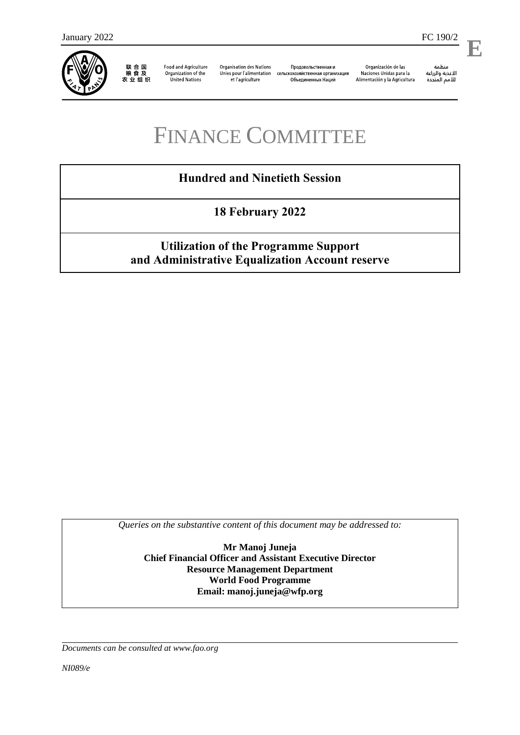January 2022 FC 190/2

**E**

联合国粮食及农业组织 Food and Agriculture Organization of the United Nations Organisation des Nations Unies pour l'alimentation et l'agriculture Продовольственная и сельскохозяйственная организация Объединенных Наций Organización de las Naciones Unidas para la Alimentación y la Agricultura منظمة الأغذية والزراعة للأمم المتحدة

# FINANCE COMMITTEE

## Hundred and Ninetieth Session

## 18 February 2022

## Utilization of the Programme Support and Administrative Equalization Account reserve

*Queries on the substantive content of this document may be addressed to:*

**Mr Manoj Juneja**
**Chief Financial Officer and Assistant Executive Director**
**Resource Management Department**
**World Food Programme**
**Email: manoj.juneja@wfp.org**

*Documents can be consulted at www.fao.org*

*NI089/e*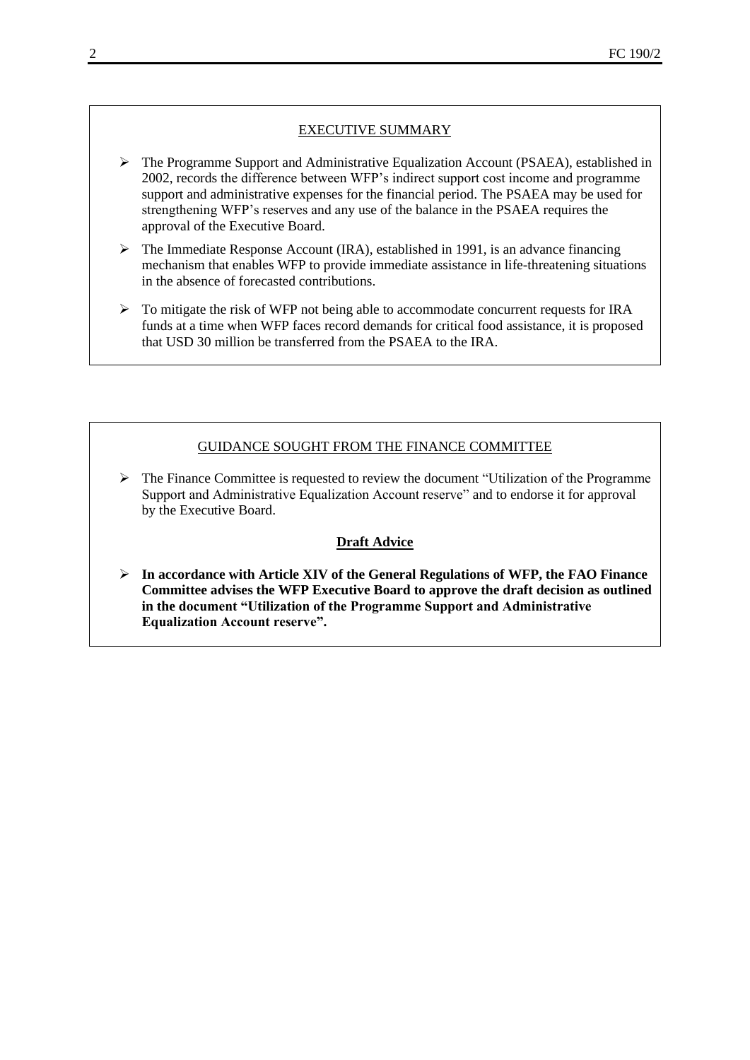## EXECUTIVE SUMMARY

- The Programme Support and Administrative Equalization Account (PSAEA), established in 2002, records the difference between WFP's indirect support cost income and programme support and administrative expenses for the financial period. The PSAEA may be used for strengthening WFP's reserves and any use of the balance in the PSAEA requires the approval of the Executive Board.
- The Immediate Response Account (IRA), established in 1991, is an advance financing mechanism that enables WFP to provide immediate assistance in life-threatening situations in the absence of forecasted contributions.
- To mitigate the risk of WFP not being able to accommodate concurrent requests for IRA funds at a time when WFP faces record demands for critical food assistance, it is proposed that USD 30 million be transferred from the PSAEA to the IRA.

## GUIDANCE SOUGHT FROM THE FINANCE COMMITTEE

- The Finance Committee is requested to review the document "Utilization of the Programme Support and Administrative Equalization Account reserve" and to endorse it for approval by the Executive Board.

### Draft Advice

- **In accordance with Article XIV of the General Regulations of WFP, the FAO Finance Committee advises the WFP Executive Board to approve the draft decision as outlined in the document "Utilization of the Programme Support and Administrative Equalization Account reserve".**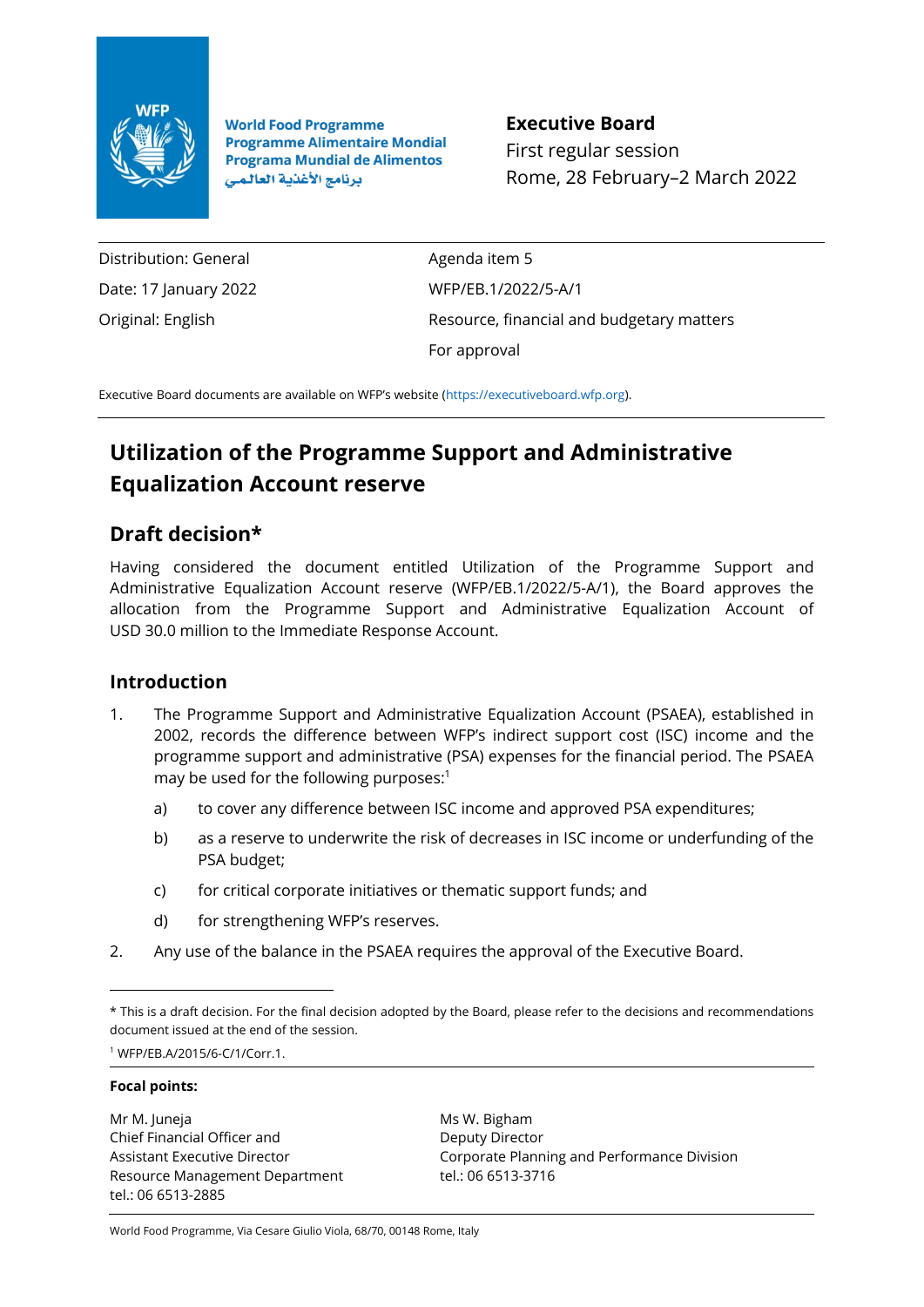**Executive Board**
First regular session
Rome, 28 February–2 March 2022

| | |
|---|---|
| Distribution: General | Agenda item 5 |
| Date: 17 January 2022 | WFP/EB.1/2022/5-A/1 |
| Original: English | Resource, financial and budgetary matters |
| | For approval |

Executive Board documents are available on WFP's website (https://executiveboard.wfp.org).

# Utilization of the Programme Support and Administrative Equalization Account reserve

## Draft decision*

Having considered the document entitled Utilization of the Programme Support and Administrative Equalization Account reserve (WFP/EB.1/2022/5-A/1), the Board approves the allocation from the Programme Support and Administrative Equalization Account of USD 30.0 million to the Immediate Response Account.

## Introduction

1. The Programme Support and Administrative Equalization Account (PSAEA), established in 2002, records the difference between WFP's indirect support cost (ISC) income and the programme support and administrative (PSA) expenses for the financial period. The PSAEA may be used for the following purposes:[1]
   a) to cover any difference between ISC income and approved PSA expenditures;
   b) as a reserve to underwrite the risk of decreases in ISC income or underfunding of the PSA budget;
   c) for critical corporate initiatives or thematic support funds; and
   d) for strengthening WFP's reserves.
2. Any use of the balance in the PSAEA requires the approval of the Executive Board.

\* This is a draft decision. For the final decision adopted by the Board, please refer to the decisions and recommendations document issued at the end of the session.

[1] WFP/EB.A/2015/6-C/1/Corr.1.

**Focal points:**

Mr M. Juneja
Chief Financial Officer and
Assistant Executive Director
Resource Management Department
tel.: 06 6513-2885

Ms W. Bigham
Deputy Director
Corporate Planning and Performance Division
tel.: 06 6513-3716

World Food Programme, Via Cesare Giulio Viola, 68/70, 00148 Rome, Italy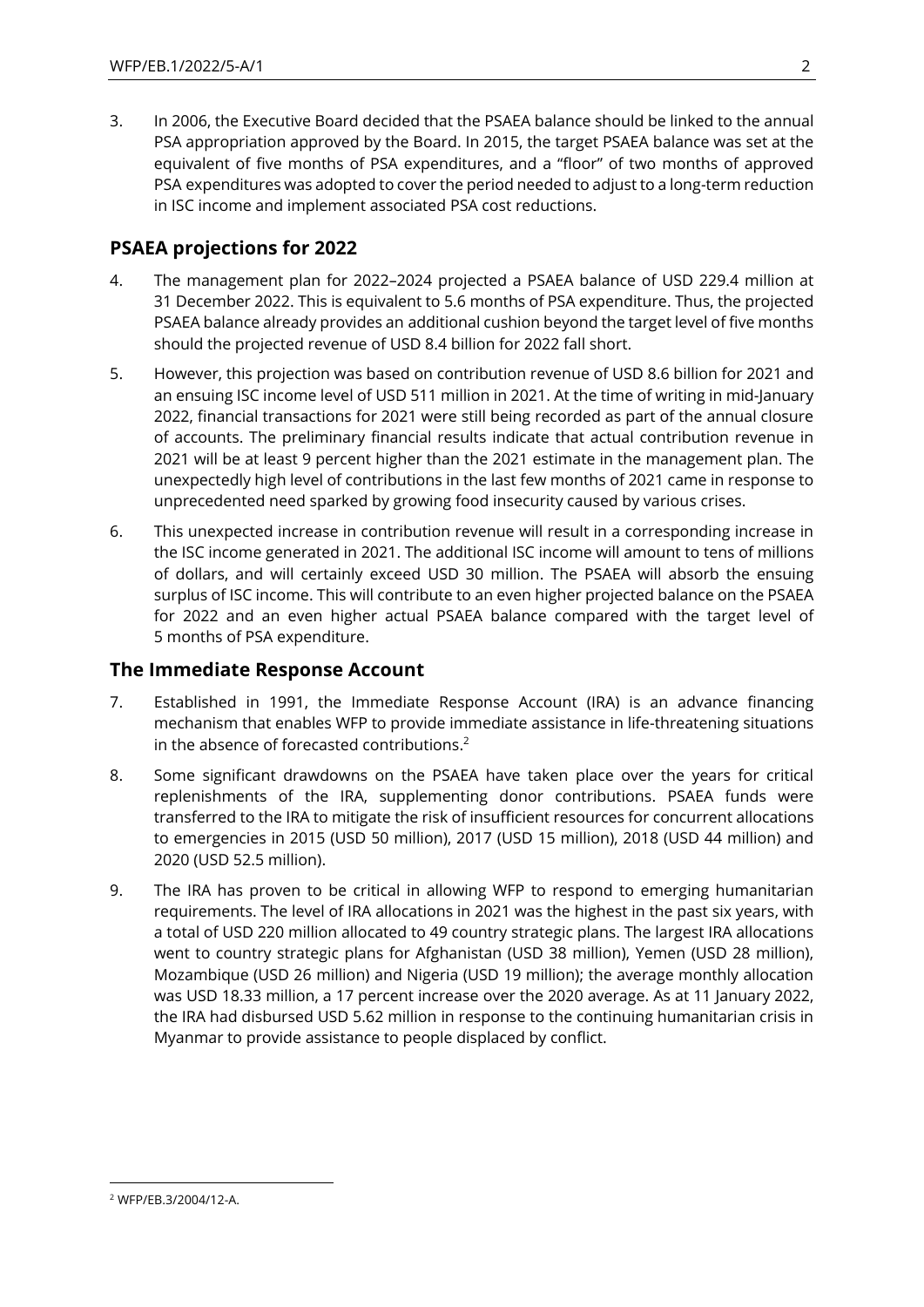3. In 2006, the Executive Board decided that the PSAEA balance should be linked to the annual PSA appropriation approved by the Board. In 2015, the target PSAEA balance was set at the equivalent of five months of PSA expenditures, and a "floor" of two months of approved PSA expenditures was adopted to cover the period needed to adjust to a long-term reduction in ISC income and implement associated PSA cost reductions.

## PSAEA projections for 2022

4. The management plan for 2022–2024 projected a PSAEA balance of USD 229.4 million at 31 December 2022. This is equivalent to 5.6 months of PSA expenditure. Thus, the projected PSAEA balance already provides an additional cushion beyond the target level of five months should the projected revenue of USD 8.4 billion for 2022 fall short.

5. However, this projection was based on contribution revenue of USD 8.6 billion for 2021 and an ensuing ISC income level of USD 511 million in 2021. At the time of writing in mid-January 2022, financial transactions for 2021 were still being recorded as part of the annual closure of accounts. The preliminary financial results indicate that actual contribution revenue in 2021 will be at least 9 percent higher than the 2021 estimate in the management plan. The unexpectedly high level of contributions in the last few months of 2021 came in response to unprecedented need sparked by growing food insecurity caused by various crises.

6. This unexpected increase in contribution revenue will result in a corresponding increase in the ISC income generated in 2021. The additional ISC income will amount to tens of millions of dollars, and will certainly exceed USD 30 million. The PSAEA will absorb the ensuing surplus of ISC income. This will contribute to an even higher projected balance on the PSAEA for 2022 and an even higher actual PSAEA balance compared with the target level of 5 months of PSA expenditure.

## The Immediate Response Account

7. Established in 1991, the Immediate Response Account (IRA) is an advance financing mechanism that enables WFP to provide immediate assistance in life-threatening situations in the absence of forecasted contributions.[2]

8. Some significant drawdowns on the PSAEA have taken place over the years for critical replenishments of the IRA, supplementing donor contributions. PSAEA funds were transferred to the IRA to mitigate the risk of insufficient resources for concurrent allocations to emergencies in 2015 (USD 50 million), 2017 (USD 15 million), 2018 (USD 44 million) and 2020 (USD 52.5 million).

9. The IRA has proven to be critical in allowing WFP to respond to emerging humanitarian requirements. The level of IRA allocations in 2021 was the highest in the past six years, with a total of USD 220 million allocated to 49 country strategic plans. The largest IRA allocations went to country strategic plans for Afghanistan (USD 38 million), Yemen (USD 28 million), Mozambique (USD 26 million) and Nigeria (USD 19 million); the average monthly allocation was USD 18.33 million, a 17 percent increase over the 2020 average. As at 11 January 2022, the IRA had disbursed USD 5.62 million in response to the continuing humanitarian crisis in Myanmar to provide assistance to people displaced by conflict.

[2] WFP/EB.3/2004/12-A.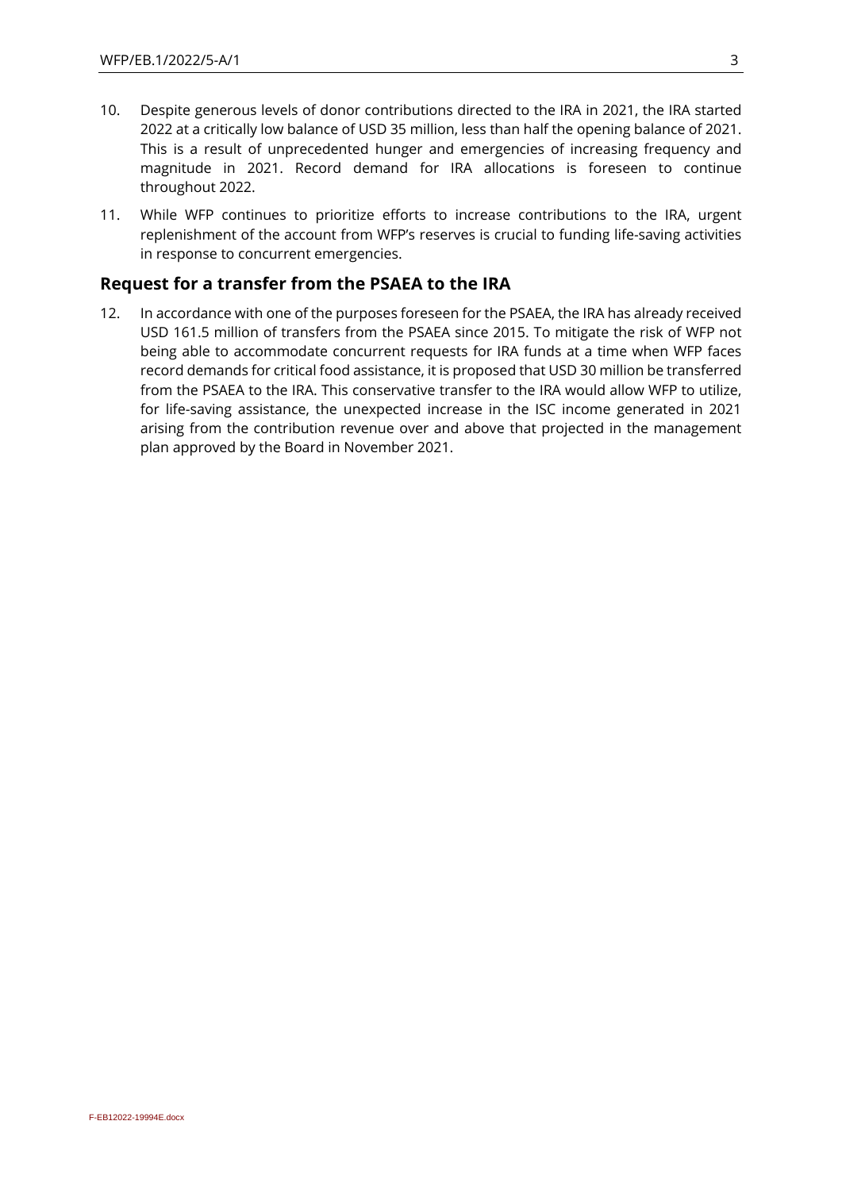10. Despite generous levels of donor contributions directed to the IRA in 2021, the IRA started 2022 at a critically low balance of USD 35 million, less than half the opening balance of 2021. This is a result of unprecedented hunger and emergencies of increasing frequency and magnitude in 2021. Record demand for IRA allocations is foreseen to continue throughout 2022.

11. While WFP continues to prioritize efforts to increase contributions to the IRA, urgent replenishment of the account from WFP's reserves is crucial to funding life-saving activities in response to concurrent emergencies.

## Request for a transfer from the PSAEA to the IRA

12. In accordance with one of the purposes foreseen for the PSAEA, the IRA has already received USD 161.5 million of transfers from the PSAEA since 2015. To mitigate the risk of WFP not being able to accommodate concurrent requests for IRA funds at a time when WFP faces record demands for critical food assistance, it is proposed that USD 30 million be transferred from the PSAEA to the IRA. This conservative transfer to the IRA would allow WFP to utilize, for life-saving assistance, the unexpected increase in the ISC income generated in 2021 arising from the contribution revenue over and above that projected in the management plan approved by the Board in November 2021.